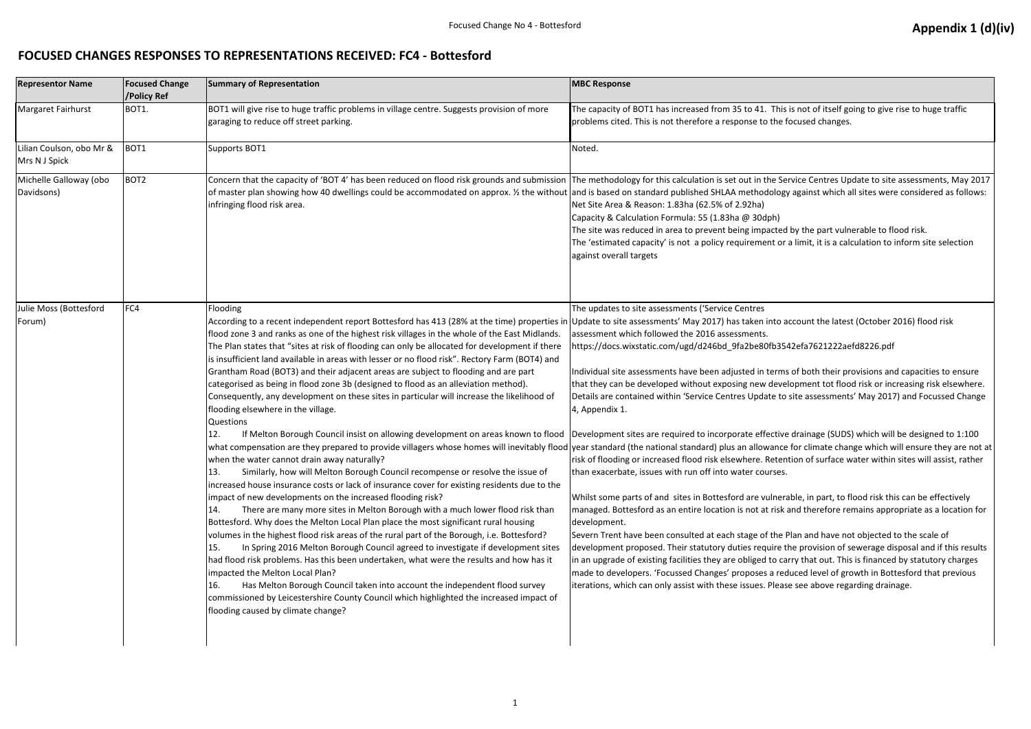Appendix 1 (d)(iv)

# FOCUSED CHANGES RESPONSES TO REPRESENTATIONS RECEIVED: FC4 - Bottesford

| Representor Name | Focused Change /Policy Ref | Summary of Representation | MBC Response |
|---|---|---|---|
| Margaret Fairhurst | BOT1. | BOT1 will give rise to huge traffic problems in village centre. Suggests provision of more garaging to reduce off street parking. | The capacity of BOT1 has increased from 35 to 41. This is not of itself going to give rise to huge traffic problems cited. This is not therefore a response to the focused changes. |
| Lilian Coulson, obo Mr & Mrs N J Spick | BOT1 | Supports BOT1 | Noted. |
| Michelle Galloway (obo Davidsons) | BOT2 | Concern that the capacity of 'BOT 4' has been reduced on flood risk grounds and submission of master plan showing how 40 dwellings could be accommodated on approx. ½ the without infringing flood risk area. | The methodology for this calculation is set out in the Service Centres Update to site assessments, May 2017 and is based on standard published SHLAA methodology against which all sites were considered as follows:<br>Net Site Area & Reason: 1.83ha (62.5% of 2.92ha)<br>Capacity & Calculation Formula: 55 (1.83ha @ 30dph)<br>The site was reduced in area to prevent being impacted by the part vulnerable to flood risk.<br>The 'estimated capacity' is not a policy requirement or a limit, it is a calculation to inform site selection against overall targets |
| Julie Moss (Bottesford Forum) | FC4 | Flooding<br>According to a recent independent report Bottesford has 413 (28% at the time) properties in flood zone 3 and ranks as one of the highest risk villages in the whole of the East Midlands. The Plan states that "sites at risk of flooding can only be allocated for development if there is insufficient land available in areas with lesser or no flood risk". Rectory Farm (BOT4) and Grantham Road (BOT3) and their adjacent areas are subject to flooding and are part categorised as being in flood zone 3b (designed to flood as an alleviation method). Consequently, any development on these sites in particular will increase the likelihood of flooding elsewhere in the village.<br>Questions<br>12. If Melton Borough Council insist on allowing development on areas known to flood what compensation are they prepared to provide villagers whose homes will inevitably flood when the water cannot drain away naturally?<br>13. Similarly, how will Melton Borough Council recompense or resolve the issue of increased house insurance costs or lack of insurance cover for existing residents due to the impact of new developments on the increased flooding risk?<br>14. There are many more sites in Melton Borough with a much lower flood risk than Bottesford. Why does the Melton Local Plan place the most significant rural housing volumes in the highest flood risk areas of the rural part of the Borough, i.e. Bottesford?<br>15. In Spring 2016 Melton Borough Council agreed to investigate if development sites had flood risk problems. Has this been undertaken, what were the results and how has it impacted the Melton Local Plan?<br>16. Has Melton Borough Council taken into account the independent flood survey commissioned by Leicestershire County Council which highlighted the increased impact of flooding caused by climate change? | The updates to site assessments ('Service Centres Update to site assessments' May 2017) has taken into account the latest (October 2016) flood risk assessment which followed the 2016 assessments.<br>https://docs.wixstatic.com/ugd/d246bd_9fa2be80fb3542efa7621222aefd8226.pdf<br><br>Individual site assessments have been adjusted in terms of both their provisions and capacities to ensure that they can be developed without exposing new development tot flood risk or increasing risk elsewhere. Details are contained within 'Service Centres Update to site assessments' May 2017) and Focussed Change 4, Appendix 1.<br><br>Development sites are required to incorporate effective drainage (SUDS) which will be designed to 1:100 year standard (the national standard) plus an allowance for climate change which will ensure they are not at risk of flooding or increased flood risk elsewhere. Retention of surface water within sites will assist, rather than exacerbate, issues with run off into water courses.<br><br>Whilst some parts of and sites in Bottesford are vulnerable, in part, to flood risk this can be effectively managed. Bottesford as an entire location is not at risk and therefore remains appropriate as a location for development.<br>Severn Trent have been consulted at each stage of the Plan and have not objected to the scale of development proposed. Their statutory duties require the provision of sewerage disposal and if this results in an upgrade of existing facilities they are obliged to carry that out. This is financed by statutory charges made to developers. 'Focussed Changes' proposes a reduced level of growth in Bottesford that previous iterations, which can only assist with these issues. Please see above regarding drainage. |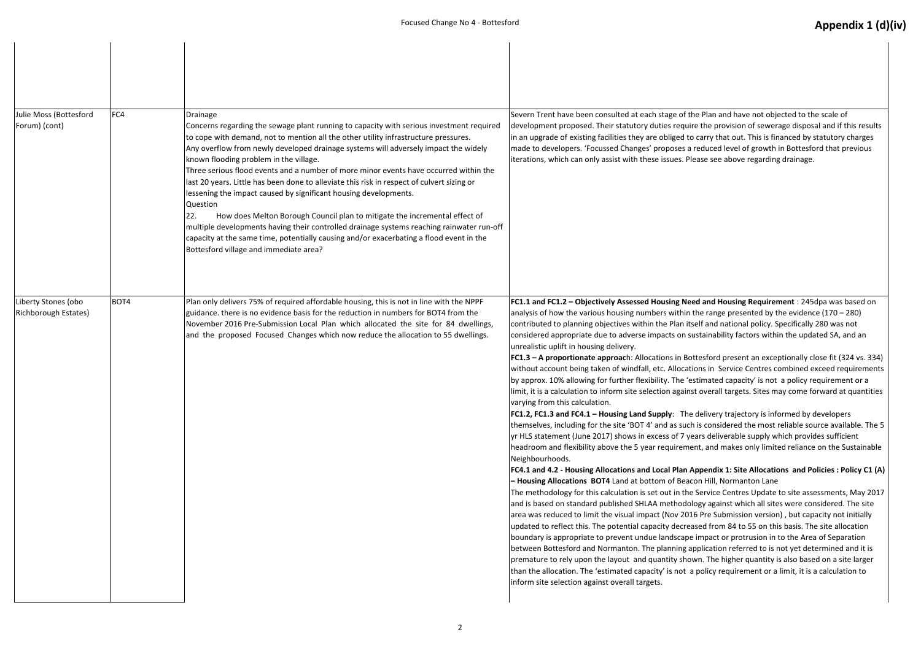| | | | |
|---|---|---|---|
| | | | |
| Julie Moss (Bottesford Forum) (cont) | FC4 | Drainage<br>Concerns regarding the sewage plant running to capacity with serious investment required to cope with demand, not to mention all the other utility infrastructure pressures.<br>Any overflow from newly developed drainage systems will adversely impact the widely known flooding problem in the village.<br>Three serious flood events and a number of more minor events have occurred within the last 20 years. Little has been done to alleviate this risk in respect of culvert sizing or lessening the impact caused by significant housing developments.<br>Question<br>22. How does Melton Borough Council plan to mitigate the incremental effect of multiple developments having their controlled drainage systems reaching rainwater run-off capacity at the same time, potentially causing and/or exacerbating a flood event in the Bottesford village and immediate area? | Severn Trent have been consulted at each stage of the Plan and have not objected to the scale of development proposed. Their statutory duties require the provision of sewerage disposal and if this results in an upgrade of existing facilities they are obliged to carry that out. This is financed by statutory charges made to developers. 'Focussed Changes' proposes a reduced level of growth in Bottesford that previous iterations, which can only assist with these issues. Please see above regarding drainage. |
| Liberty Stones (obo Richborough Estates) | BOT4 | Plan only delivers 75% of required affordable housing, this is not in line with the NPPF guidance. there is no evidence basis for the reduction in numbers for BOT4 from the November 2016 Pre-Submission Local Plan which allocated the site for 84 dwellings, and the proposed Focused Changes which now reduce the allocation to 55 dwellings. | **FC1.1 and FC1.2 – Objectively Assessed Housing Need and Housing Requirement** : 245dpa was based on analysis of how the various housing numbers within the range presented by the evidence (170 – 280) contributed to planning objectives within the Plan itself and national policy. Specifically 280 was not considered appropriate due to adverse impacts on sustainability factors within the updated SA, and an unrealistic uplift in housing delivery.<br>**FC1.3 – A proportionate approac**h: Allocations in Bottesford present an exceptionally close fit (324 vs. 334) without account being taken of windfall, etc. Allocations in Service Centres combined exceed requirements by approx. 10% allowing for further flexibility. The 'estimated capacity' is not a policy requirement or a limit, it is a calculation to inform site selection against overall targets. Sites may come forward at quantities varying from this calculation.<br>**FC1.2, FC1.3 and FC4.1 – Housing Land Supply**: The delivery trajectory is informed by developers themselves, including for the site 'BOT 4' and as such is considered the most reliable source available. The 5 yr HLS statement (June 2017) shows in excess of 7 years deliverable supply which provides sufficient headroom and flexibility above the 5 year requirement, and makes only limited reliance on the Sustainable Neighbourhoods.<br>**FC4.1 and 4.2 - Housing Allocations and Local Plan Appendix 1: Site Allocations and Policies : Policy C1 (A) – Housing Allocations BOT4** Land at bottom of Beacon Hill, Normanton Lane<br>The methodology for this calculation is set out in the Service Centres Update to site assessments, May 2017 and is based on standard published SHLAA methodology against which all sites were considered. The site area was reduced to limit the visual impact (Nov 2016 Pre Submission version) , but capacity not initially updated to reflect this. The potential capacity decreased from 84 to 55 on this basis. The site allocation boundary is appropriate to prevent undue landscape impact or protrusion in to the Area of Separation between Bottesford and Normanton. The planning application referred to is not yet determined and it is premature to rely upon the layout and quantity shown. The higher quantity is also based on a site larger than the allocation. The 'estimated capacity' is not a policy requirement or a limit, it is a calculation to inform site selection against overall targets. |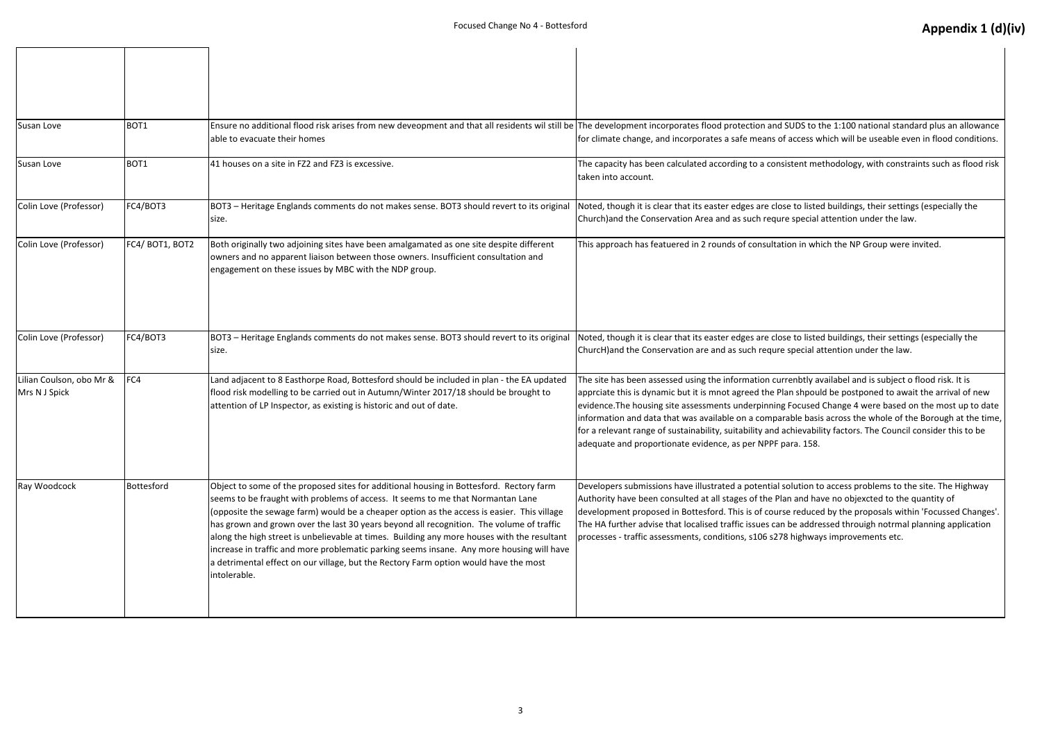| | | | |
|---|---|---|---|
| | | | |
| Susan Love | BOT1 | Ensure no additional flood risk arises from new deveopment and that all residents wil still be able to evacuate their homes | The development incorporates flood protection and SUDS to the 1:100 national standard plus an allowance for climate change, and incorporates a safe means of access which will be useable even in flood conditions. |
| Susan Love | BOT1 | 41 houses on a site in FZ2 and FZ3 is excessive. | The capacity has been calculated according to a consistent methodology, with constraints such as flood risk taken into account. |
| Colin Love (Professor) | FC4/BOT3 | BOT3 – Heritage Englands comments do not makes sense. BOT3 should revert to its original size. | Noted, though it is clear that its easter edges are close to listed buildings, their settings (especially the Church)and the Conservation Area and as such requre special attention under the law. |
| Colin Love (Professor) | FC4/ BOT1, BOT2 | Both originally two adjoining sites have been amalgamated as one site despite different owners and no apparent liaison between those owners. Insufficient consultation and engagement on these issues by MBC with the NDP group. | This approach has featuered in 2 rounds of consultation in which the NP Group were invited. |
| Colin Love (Professor) | FC4/BOT3 | BOT3 – Heritage Englands comments do not makes sense. BOT3 should revert to its original size. | Noted, though it is clear that its easter edges are close to listed buildings, their settings (especially the ChurcH)and the Conservation are and as such requre special attention under the law. |
| Lilian Coulson, obo Mr & Mrs N J Spick | FC4 | Land adjacent to 8 Easthorpe Road, Bottesford should be included in plan - the EA updated flood risk modelling to be carried out in Autumn/Winter 2017/18 should be brought to attention of LP Inspector, as existing is historic and out of date. | The site has been assessed using the information currenbtly availabel and is subject o flood risk. It is apprciate this is dynamic but it is mnot agreed the Plan shpould be postponed to await the arrival of new evidence.The housing site assessments underpinning Focused Change 4 were based on the most up to date information and data that was available on a comparable basis across the whole of the Borough at the time, for a relevant range of sustainability, suitability and achievability factors. The Council consider this to be adequate and proportionate evidence, as per NPPF para. 158. |
| Ray Woodcock | Bottesford | Object to some of the proposed sites for additional housing in Bottesford. Rectory farm seems to be fraught with problems of access. It seems to me that Normantan Lane (opposite the sewage farm) would be a cheaper option as the access is easier. This village has grown and grown over the last 30 years beyond all recognition. The volume of traffic along the high street is unbelievable at times. Building any more houses with the resultant increase in traffic and more problematic parking seems insane. Any more housing will have a detrimental effect on our village, but the Rectory Farm option would have the most intolerable. | Developers submissions have illustrated a potential solution to access problems to the site. The Highway Authority have been consulted at all stages of the Plan and have no objexcted to the quantity of development proposed in Bottesford. This is of course reduced by the proposals within 'Focussed Changes'. The HA further advise that localised traffic issues can be addressed throuigh notrmal planning application processes - traffic assessments, conditions, s106 s278 highways improvements etc. |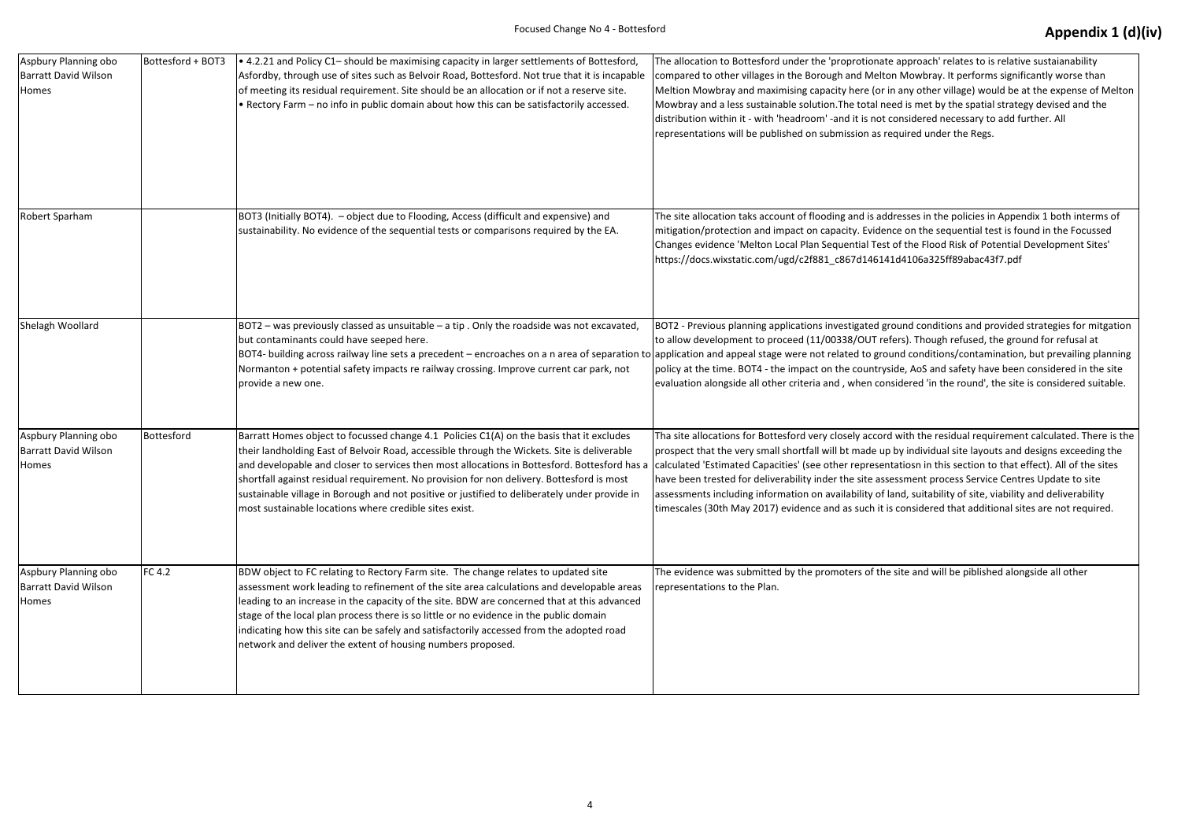| Aspbury Planning obo Barratt David Wilson Homes | Bottesford + BOT3 | • 4.2.21 and Policy C1– should be maximising capacity in larger settlements of Bottesford, Asfordby, through use of sites such as Belvoir Road, Bottesford. Not true that it is incapable of meeting its residual requirement. Site should be an allocation or if not a reserve site.<br>• Rectory Farm – no info in public domain about how this can be satisfactorily accessed. | The allocation to Bottesford under the 'proprotionate approach' relates to is relative sustaianability compared to other villages in the Borough and Melton Mowbray. It performs significantly worse than Meltion Mowbray and maximising capacity here (or in any other village) would be at the expense of Melton Mowbray and a less sustainable solution.The total need is met by the spatial strategy devised and the distribution within it - with 'headroom' -and it is not considered necessary to add further. All representations will be published on submission as required under the Regs. |
|---|---|---|---|
| Robert Sparham | | BOT3 (Initially BOT4). – object due to Flooding, Access (difficult and expensive) and sustainability. No evidence of the sequential tests or comparisons required by the EA. | The site allocation taks account of flooding and is addresses in the policies in Appendix 1 both interms of mitigation/protection and impact on capacity. Evidence on the sequential test is found in the Focussed Changes evidence 'Melton Local Plan Sequential Test of the Flood Risk of Potential Development Sites' https://docs.wixstatic.com/ugd/c2f881_c867d146141d4106a325ff89abac43f7.pdf |
| Shelagh Woollard | | BOT2 – was previously classed as unsuitable – a tip . Only the roadside was not excavated, but contaminants could have seeped here.<br>BOT4- building across railway line sets a precedent – encroaches on a n area of separation to Normanton + potential safety impacts re railway crossing. Improve current car park, not provide a new one. | BOT2 - Previous planning applications investigated ground conditions and provided strategies for mitgation to allow development to proceed (11/00338/OUT refers). Though refused, the ground for refusal at application and appeal stage were not related to ground conditions/contamination, but prevailing planning policy at the time. BOT4 - the impact on the countryside, AoS and safety have been considered in the site evaluation alongside all other criteria and , when considered 'in the round', the site is considered suitable. |
| Aspbury Planning obo Barratt David Wilson Homes | Bottesford | Barratt Homes object to focussed change 4.1 Policies C1(A) on the basis that it excludes their landholding East of Belvoir Road, accessible through the Wickets. Site is deliverable and developable and closer to services then most allocations in Bottesford. Bottesford has a shortfall against residual requirement. No provision for non delivery. Bottesford is most sustainable village in Borough and not positive or justified to deliberately under provide in most sustainable locations where credible sites exist. | Tha site allocations for Bottesford very closely accord with the residual requirement calculated. There is the prospect that the very small shortfall will bt made up by individual site layouts and designs exceeding the calculated 'Estimated Capacities' (see other representatiosn in this section to that effect). All of the sites have been trested for deliverability inder the site assessment process Service Centres Update to site assessments including information on availability of land, suitability of site, viability and deliverability timescales (30th May 2017) evidence and as such it is considered that additional sites are not required. |
| Aspbury Planning obo Barratt David Wilson Homes | FC 4.2 | BDW object to FC relating to Rectory Farm site. The change relates to updated site assessment work leading to refinement of the site area calculations and developable areas leading to an increase in the capacity of the site. BDW are concerned that at this advanced stage of the local plan process there is so little or no evidence in the public domain indicating how this site can be safely and satisfactorily accessed from the adopted road network and deliver the extent of housing numbers proposed. | The evidence was submitted by the promoters of the site and will be piblished alongside all other representations to the Plan. |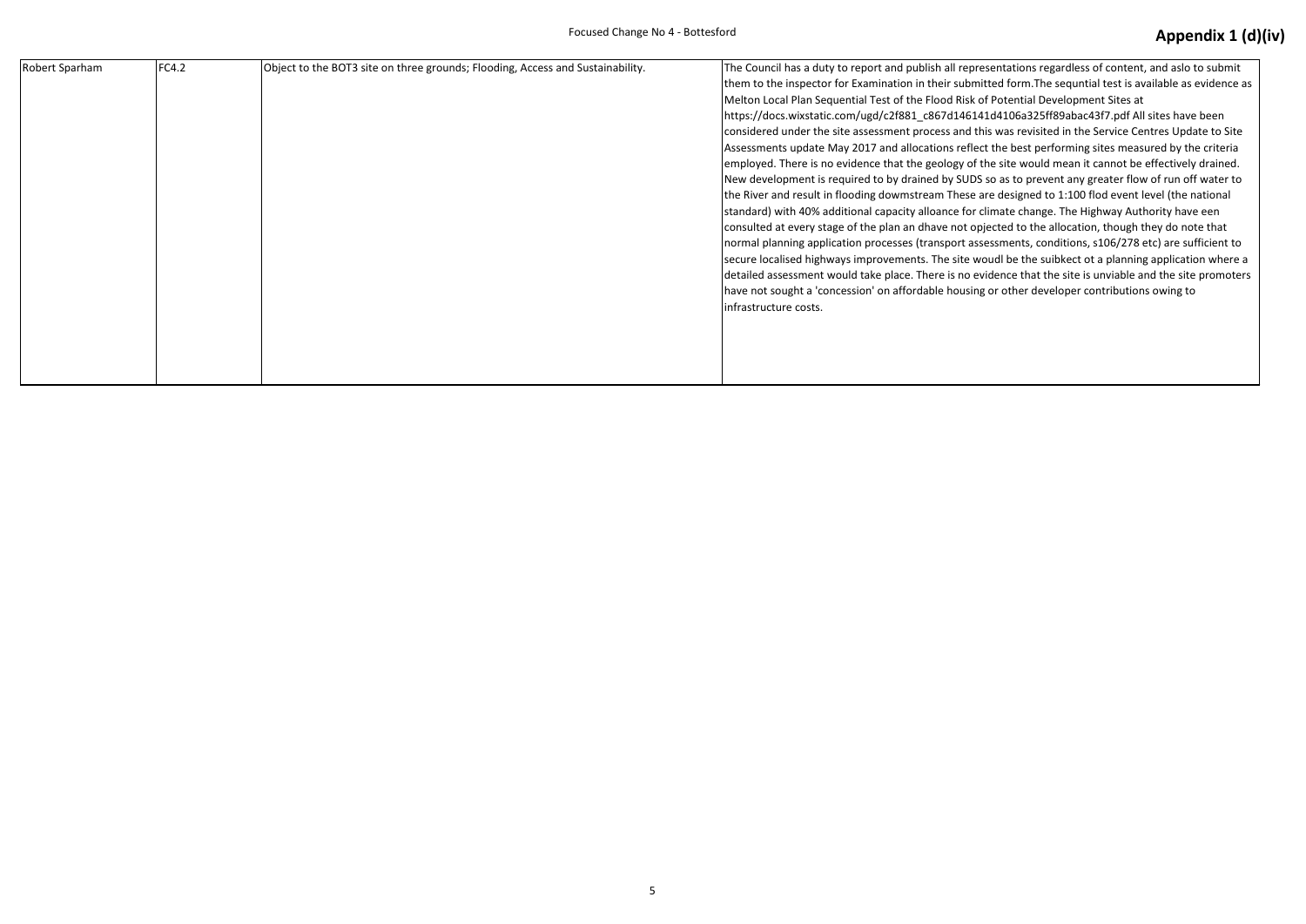| | | | |
|---|---|---|---|
| Robert Sparham | FC4.2 | Object to the BOT3 site on three grounds; Flooding, Access and Sustainability. | The Council has a duty to report and publish all representations regardless of content, and aslo to submit them to the inspector for Examination in their submitted form.The sequntial test is available as evidence as Melton Local Plan Sequential Test of the Flood Risk of Potential Development Sites at https://docs.wixstatic.com/ugd/c2f881_c867d146141d4106a325ff89abac43f7.pdf All sites have been considered under the site assessment process and this was revisited in the Service Centres Update to Site Assessments update May 2017 and allocations reflect the best performing sites measured by the criteria employed. There is no evidence that the geology of the site would mean it cannot be effectively drained. New development is required to by drained by SUDS so as to prevent any greater flow of run off water to the River and result in flooding dowmstream These are designed to 1:100 flod event level (the national standard) with 40% additional capacity alloance for climate change. The Highway Authority have een consulted at every stage of the plan an dhave not opjected to the allocation, though they do note that normal planning application processes (transport assessments, conditions, s106/278 etc) are sufficient to secure localised highways improvements. The site woudl be the suibkect ot a planning application where a detailed assessment would take place. There is no evidence that the site is unviable and the site promoters have not sought a 'concession' on affordable housing or other developer contributions owing to infrastructure costs. |